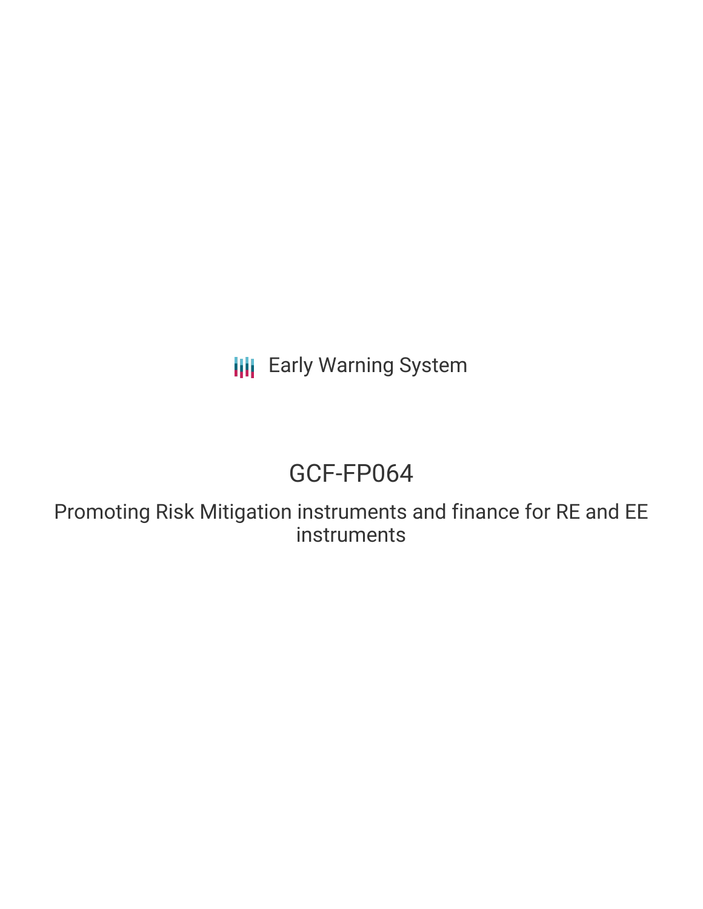Early Warning System

# GCF-FP064

## Promoting Risk Mitigation instruments and finance for RE and EE instruments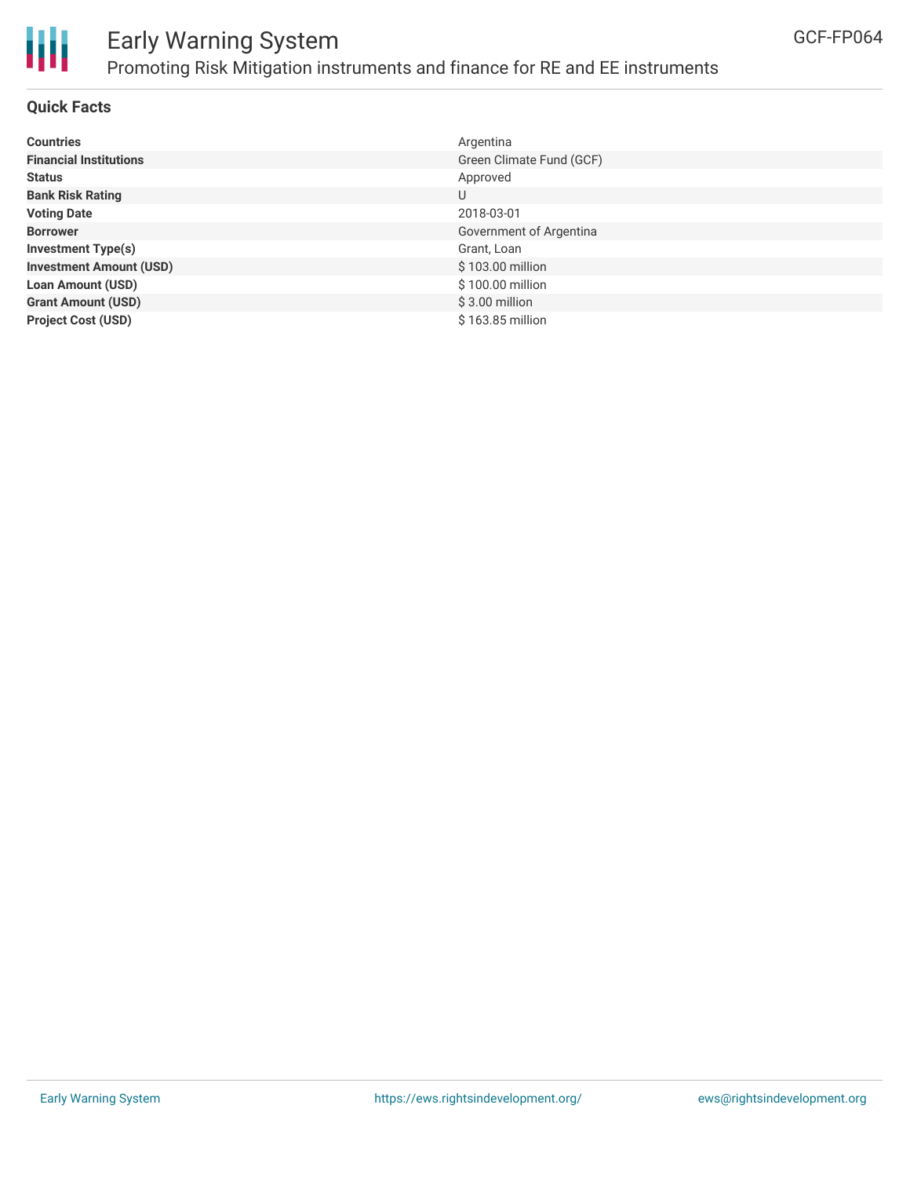# Early Warning System

## Promoting Risk Mitigation instruments and finance for RE and EE instruments

GCF-FP064

### Quick Facts

| | |
|---|---|
| **Countries** | Argentina |
| **Financial Institutions** | Green Climate Fund (GCF) |
| **Status** | Approved |
| **Bank Risk Rating** | U |
| **Voting Date** | 2018-03-01 |
| **Borrower** | Government of Argentina |
| **Investment Type(s)** | Grant, Loan |
| **Investment Amount (USD)** | $ 103.00 million |
| **Loan Amount (USD)** | $ 100.00 million |
| **Grant Amount (USD)** | $ 3.00 million |
| **Project Cost (USD)** | $ 163.85 million |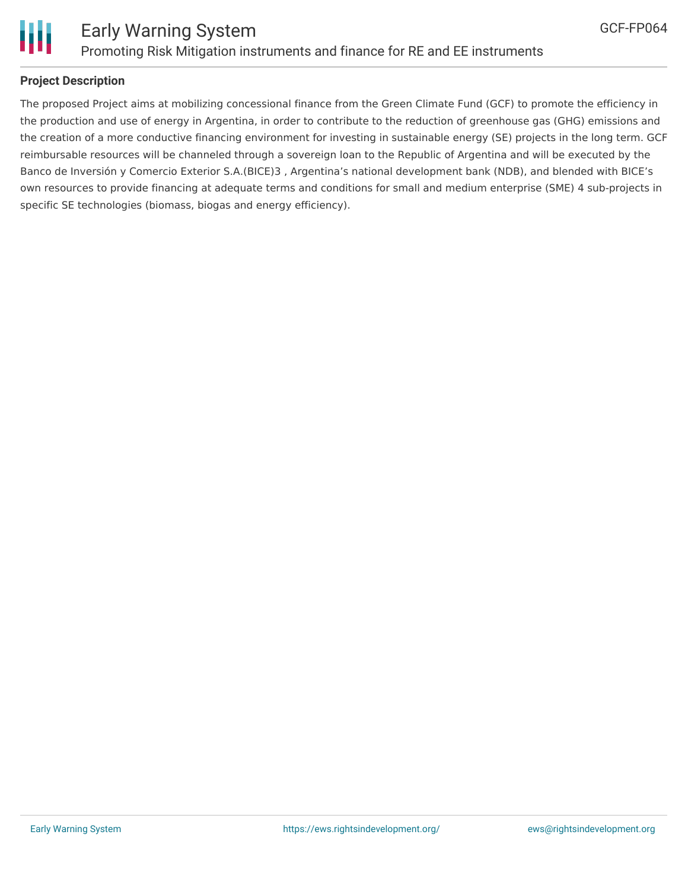## Project Description

The proposed Project aims at mobilizing concessional finance from the Green Climate Fund (GCF) to promote the efficiency in the production and use of energy in Argentina, in order to contribute to the reduction of greenhouse gas (GHG) emissions and the creation of a more conductive financing environment for investing in sustainable energy (SE) projects in the long term. GCF reimbursable resources will be channeled through a sovereign loan to the Republic of Argentina and will be executed by the Banco de Inversión y Comercio Exterior S.A.(BICE)3 , Argentina's national development bank (NDB), and blended with BICE's own resources to provide financing at adequate terms and conditions for small and medium enterprise (SME) 4 sub-projects in specific SE technologies (biomass, biogas and energy efficiency).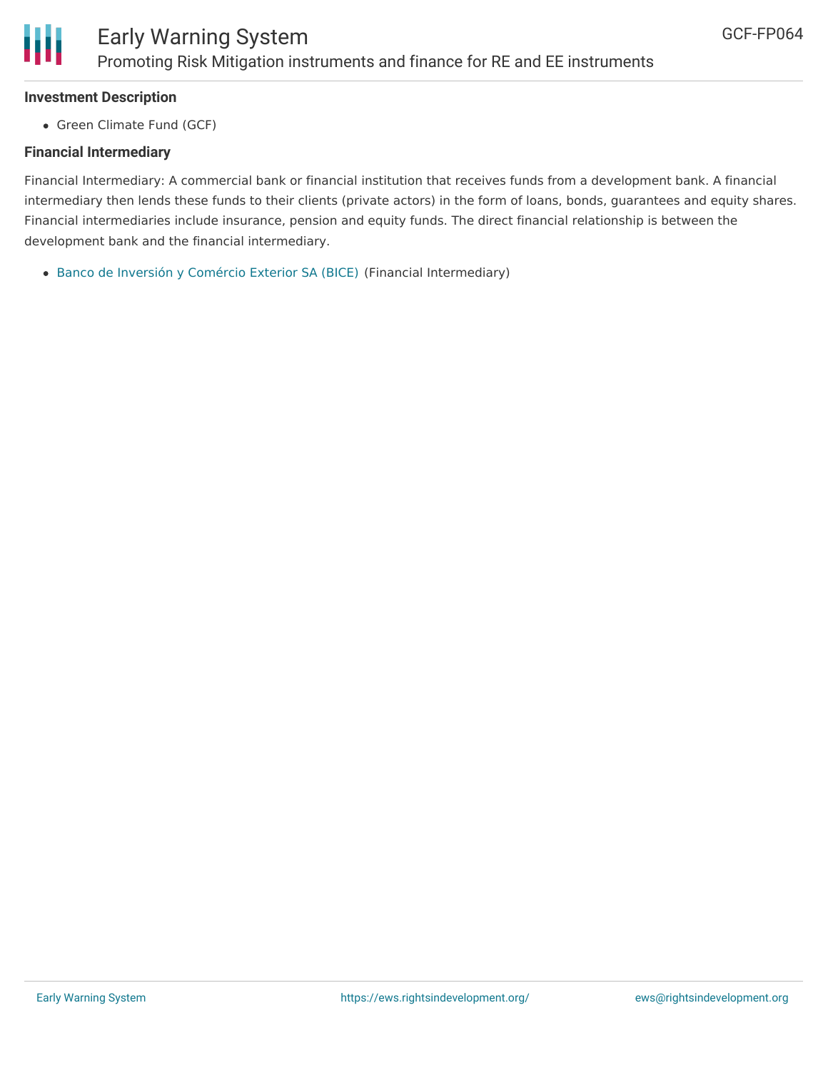**Investment Description**

- Green Climate Fund (GCF)

**Financial Intermediary**

Financial Intermediary: A commercial bank or financial institution that receives funds from a development bank. A financial intermediary then lends these funds to their clients (private actors) in the form of loans, bonds, guarantees and equity shares. Financial intermediaries include insurance, pension and equity funds. The direct financial relationship is between the development bank and the financial intermediary.

- Banco de Inversión y Comércio Exterior SA (BICE) (Financial Intermediary)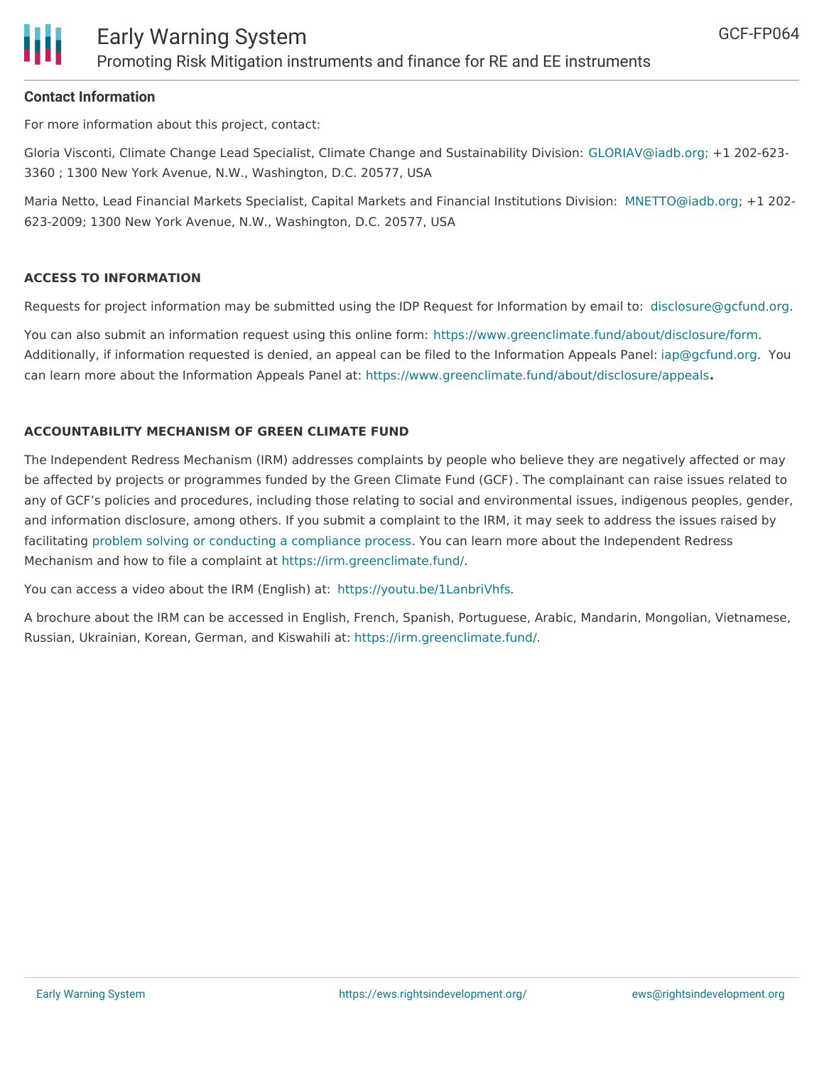**Contact Information**

For more information about this project, contact:

Gloria Visconti, Climate Change Lead Specialist, Climate Change and Sustainability Division: GLORIAV@iadb.org; +1 202-623-3360 ; 1300 New York Avenue, N.W., Washington, D.C. 20577, USA

Maria Netto, Lead Financial Markets Specialist, Capital Markets and Financial Institutions Division: MNETTO@iadb.org; +1 202-623-2009; 1300 New York Avenue, N.W., Washington, D.C. 20577, USA

**ACCESS TO INFORMATION**

Requests for project information may be submitted using the IDP Request for Information by email to: disclosure@gcfund.org.

You can also submit an information request using this online form: https://www.greenclimate.fund/about/disclosure/form. Additionally, if information requested is denied, an appeal can be filed to the Information Appeals Panel: iap@gcfund.org. You can learn more about the Information Appeals Panel at: https://www.greenclimate.fund/about/disclosure/appeals**.**

**ACCOUNTABILITY MECHANISM OF GREEN CLIMATE FUND**

The Independent Redress Mechanism (IRM) addresses complaints by people who believe they are negatively affected or may be affected by projects or programmes funded by the Green Climate Fund (GCF). The complainant can raise issues related to any of GCF's policies and procedures, including those relating to social and environmental issues, indigenous peoples, gender, and information disclosure, among others. If you submit a complaint to the IRM, it may seek to address the issues raised by facilitating problem solving or conducting a compliance process. You can learn more about the Independent Redress Mechanism and how to file a complaint at https://irm.greenclimate.fund/.

You can access a video about the IRM (English) at: https://youtu.be/1LanbriVhfs.

A brochure about the IRM can be accessed in English, French, Spanish, Portuguese, Arabic, Mandarin, Mongolian, Vietnamese, Russian, Ukrainian, Korean, German, and Kiswahili at: https://irm.greenclimate.fund/.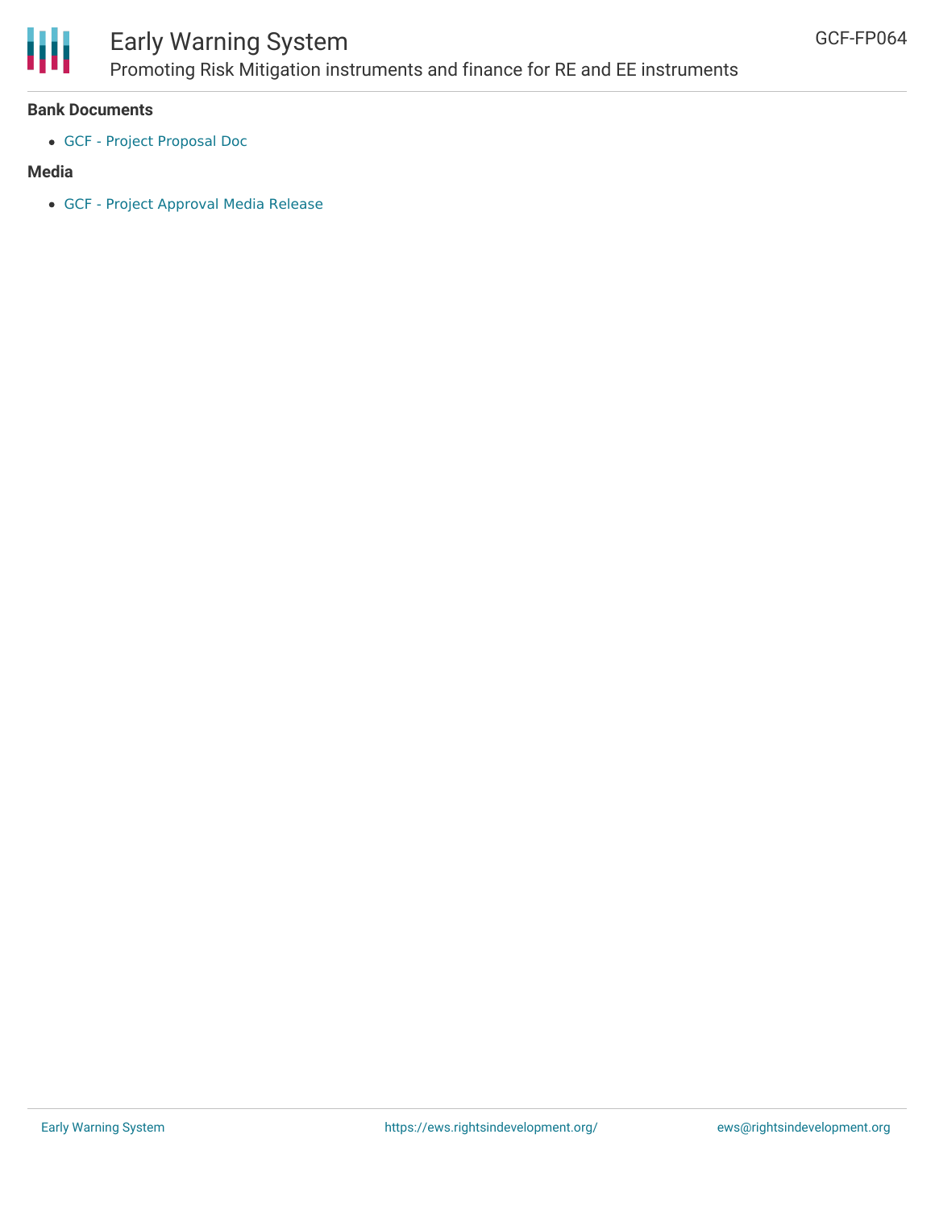**Bank Documents**

- GCF - Project Proposal Doc

**Media**

- GCF - Project Approval Media Release